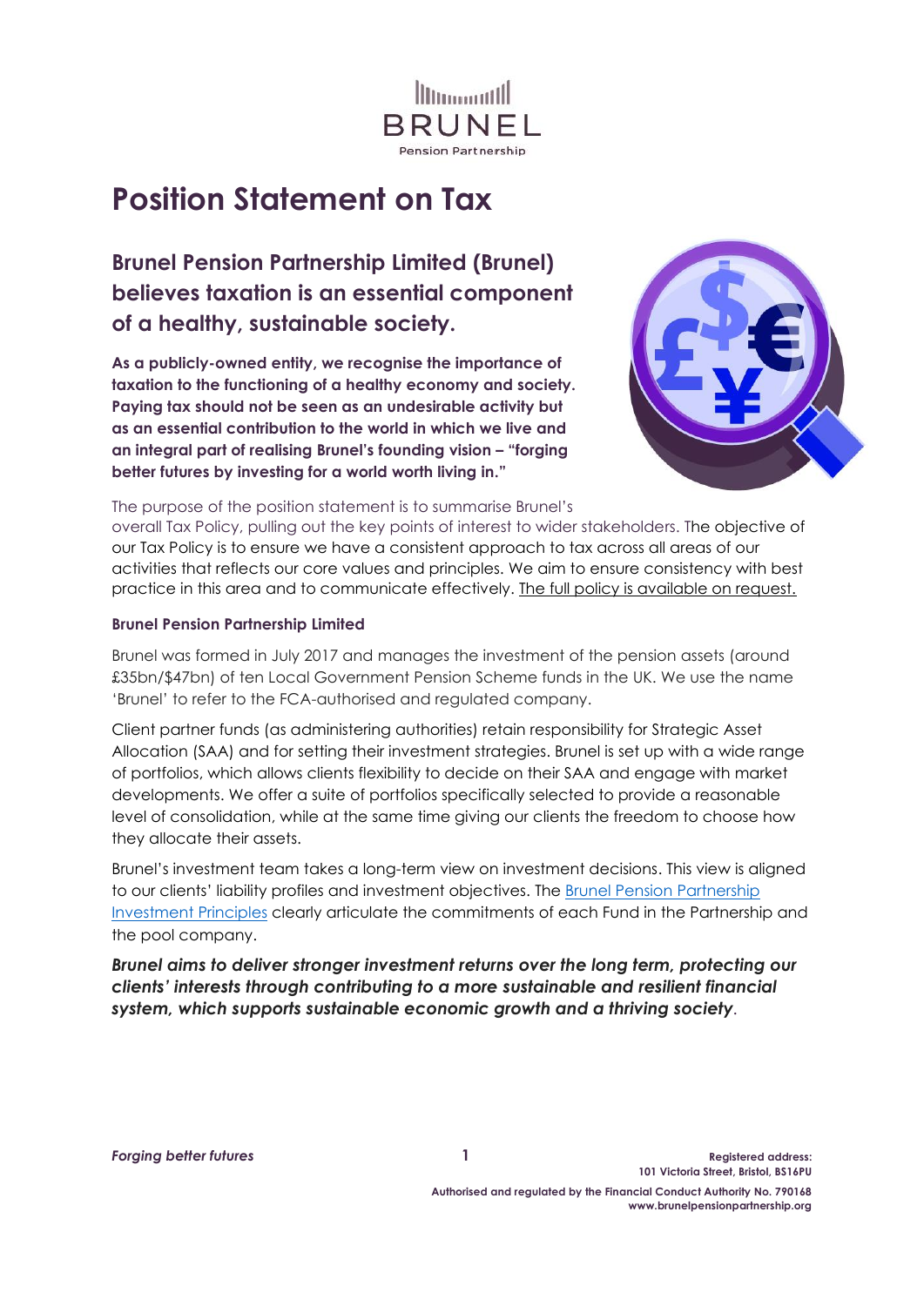# Position Statement on Tax

## Brunel Pension Partnership Limited (Brunel) believes taxation is an essential component of a healthy, sustainable society.

**As a publicly-owned entity, we recognise the importance of taxation to the functioning of a healthy economy and society. Paying tax should not be seen as an undesirable activity but as an essential contribution to the world in which we live and an integral part of realising Brunel's founding vision – "forging better futures by investing for a world worth living in."**

The purpose of the position statement is to summarise Brunel's overall Tax Policy, pulling out the key points of interest to wider stakeholders. The objective of our Tax Policy is to ensure we have a consistent approach to tax across all areas of our activities that reflects our core values and principles. We aim to ensure consistency with best practice in this area and to communicate effectively. The full policy is available on request.

### Brunel Pension Partnership Limited

Brunel was formed in July 2017 and manages the investment of the pension assets (around £35bn/$47bn) of ten Local Government Pension Scheme funds in the UK. We use the name 'Brunel' to refer to the FCA-authorised and regulated company.

Client partner funds (as administering authorities) retain responsibility for Strategic Asset Allocation (SAA) and for setting their investment strategies. Brunel is set up with a wide range of portfolios, which allows clients flexibility to decide on their SAA and engage with market developments. We offer a suite of portfolios specifically selected to provide a reasonable level of consolidation, while at the same time giving our clients the freedom to choose how they allocate their assets.

Brunel's investment team takes a long-term view on investment decisions. This view is aligned to our clients' liability profiles and investment objectives. The Brunel Pension Partnership Investment Principles clearly articulate the commitments of each Fund in the Partnership and the pool company.

***Brunel aims to deliver stronger investment returns over the long term, protecting our clients' interests through contributing to a more sustainable and resilient financial system, which supports sustainable economic growth and a thriving society.***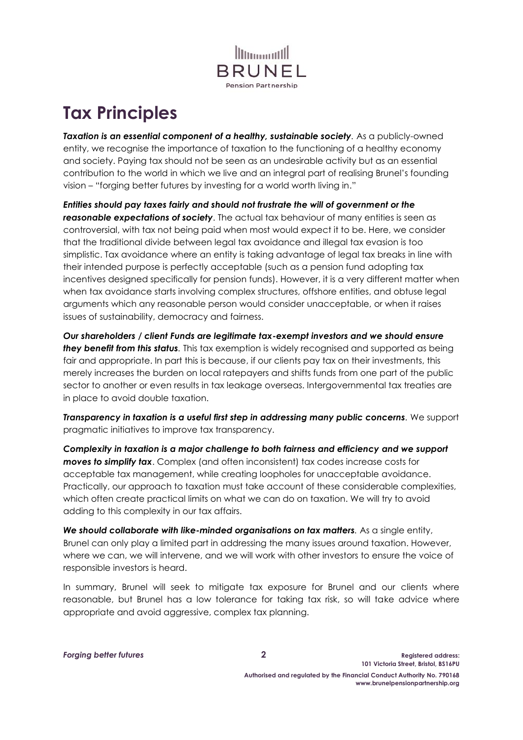# Tax Principles

***Taxation is an essential component of a healthy, sustainable society***. As a publicly-owned entity, we recognise the importance of taxation to the functioning of a healthy economy and society. Paying tax should not be seen as an undesirable activity but as an essential contribution to the world in which we live and an integral part of realising Brunel's founding vision – "forging better futures by investing for a world worth living in."

***Entities should pay taxes fairly and should not frustrate the will of government or the reasonable expectations of society***. The actual tax behaviour of many entities is seen as controversial, with tax not being paid when most would expect it to be. Here, we consider that the traditional divide between legal tax avoidance and illegal tax evasion is too simplistic. Tax avoidance where an entity is taking advantage of legal tax breaks in line with their intended purpose is perfectly acceptable (such as a pension fund adopting tax incentives designed specifically for pension funds). However, it is a very different matter when when tax avoidance starts involving complex structures, offshore entities, and obtuse legal arguments which any reasonable person would consider unacceptable, or when it raises issues of sustainability, democracy and fairness.

***Our shareholders / client Funds are legitimate tax-exempt investors and we should ensure they benefit from this status***. This tax exemption is widely recognised and supported as being fair and appropriate. In part this is because, if our clients pay tax on their investments, this merely increases the burden on local ratepayers and shifts funds from one part of the public sector to another or even results in tax leakage overseas. Intergovernmental tax treaties are in place to avoid double taxation.

***Transparency in taxation is a useful first step in addressing many public concerns***. We support pragmatic initiatives to improve tax transparency.

***Complexity in taxation is a major challenge to both fairness and efficiency and we support moves to simplify tax***. Complex (and often inconsistent) tax codes increase costs for acceptable tax management, while creating loopholes for unacceptable avoidance. Practically, our approach to taxation must take account of these considerable complexities, which often create practical limits on what we can do on taxation. We will try to avoid adding to this complexity in our tax affairs.

***We should collaborate with like-minded organisations on tax matters***. As a single entity, Brunel can only play a limited part in addressing the many issues around taxation. However, where we can, we will intervene, and we will work with other investors to ensure the voice of responsible investors is heard.

In summary, Brunel will seek to mitigate tax exposure for Brunel and our clients where reasonable, but Brunel has a low tolerance for taking tax risk, so will take advice where appropriate and avoid aggressive, complex tax planning.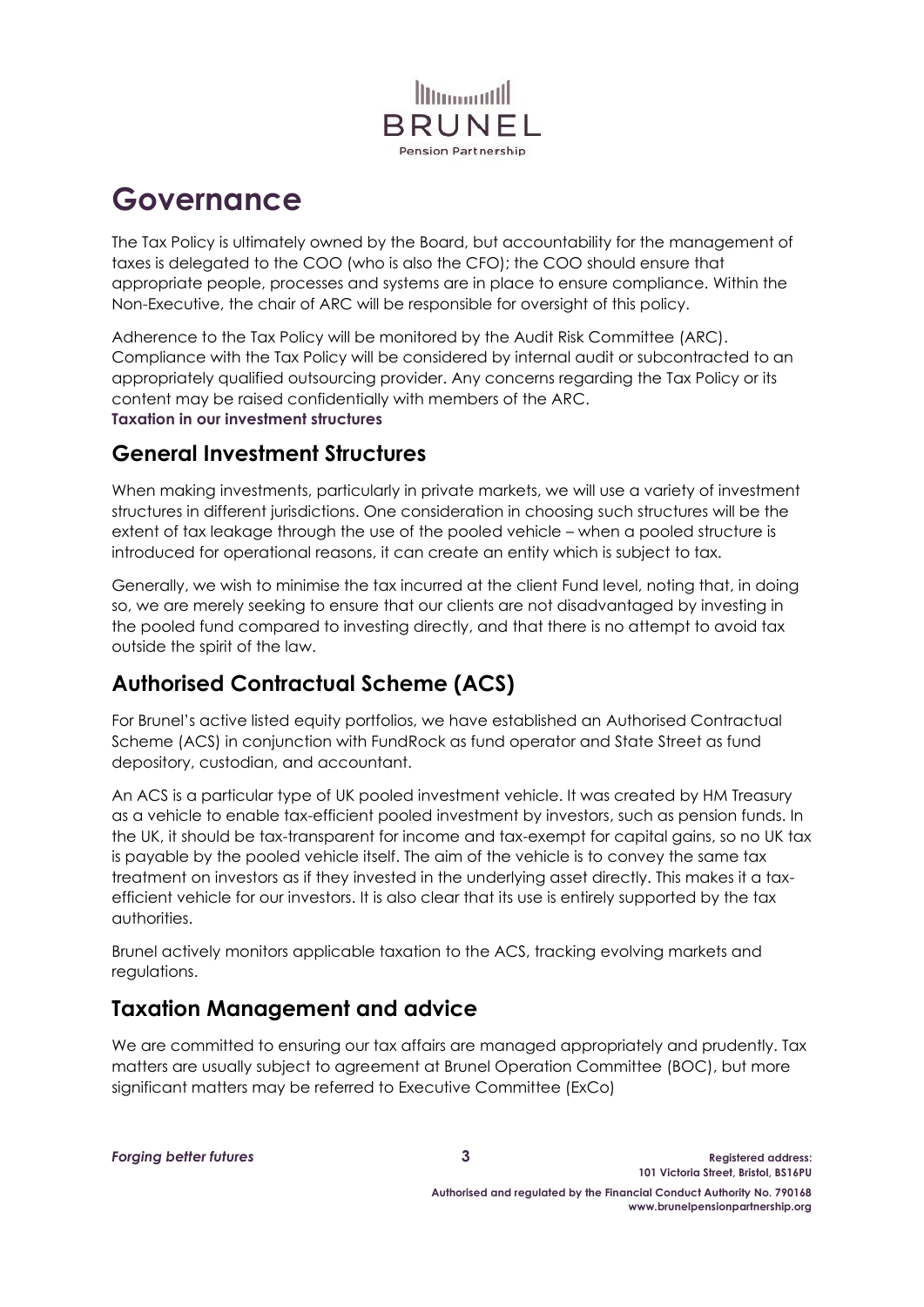# Governance

The Tax Policy is ultimately owned by the Board, but accountability for the management of taxes is delegated to the COO (who is also the CFO); the COO should ensure that appropriate people, processes and systems are in place to ensure compliance. Within the Non-Executive, the chair of ARC will be responsible for oversight of this policy.

Adherence to the Tax Policy will be monitored by the Audit Risk Committee (ARC). Compliance with the Tax Policy will be considered by internal audit or subcontracted to an appropriately qualified outsourcing provider. Any concerns regarding the Tax Policy or its content may be raised confidentially with members of the ARC.

**Taxation in our investment structures**

## General Investment Structures

When making investments, particularly in private markets, we will use a variety of investment structures in different jurisdictions. One consideration in choosing such structures will be the extent of tax leakage through the use of the pooled vehicle – when a pooled structure is introduced for operational reasons, it can create an entity which is subject to tax.

Generally, we wish to minimise the tax incurred at the client Fund level, noting that, in doing so, we are merely seeking to ensure that our clients are not disadvantaged by investing in the pooled fund compared to investing directly, and that there is no attempt to avoid tax outside the spirit of the law.

## Authorised Contractual Scheme (ACS)

For Brunel's active listed equity portfolios, we have established an Authorised Contractual Scheme (ACS) in conjunction with FundRock as fund operator and State Street as fund depository, custodian, and accountant.

An ACS is a particular type of UK pooled investment vehicle. It was created by HM Treasury as a vehicle to enable tax-efficient pooled investment by investors, such as pension funds. In the UK, it should be tax-transparent for income and tax-exempt for capital gains, so no UK tax is payable by the pooled vehicle itself. The aim of the vehicle is to convey the same tax treatment on investors as if they invested in the underlying asset directly. This makes it a tax-efficient vehicle for our investors. It is also clear that its use is entirely supported by the tax authorities.

Brunel actively monitors applicable taxation to the ACS, tracking evolving markets and regulations.

## Taxation Management and advice

We are committed to ensuring our tax affairs are managed appropriately and prudently. Tax matters are usually subject to agreement at Brunel Operation Committee (BOC), but more significant matters may be referred to Executive Committee (ExCo)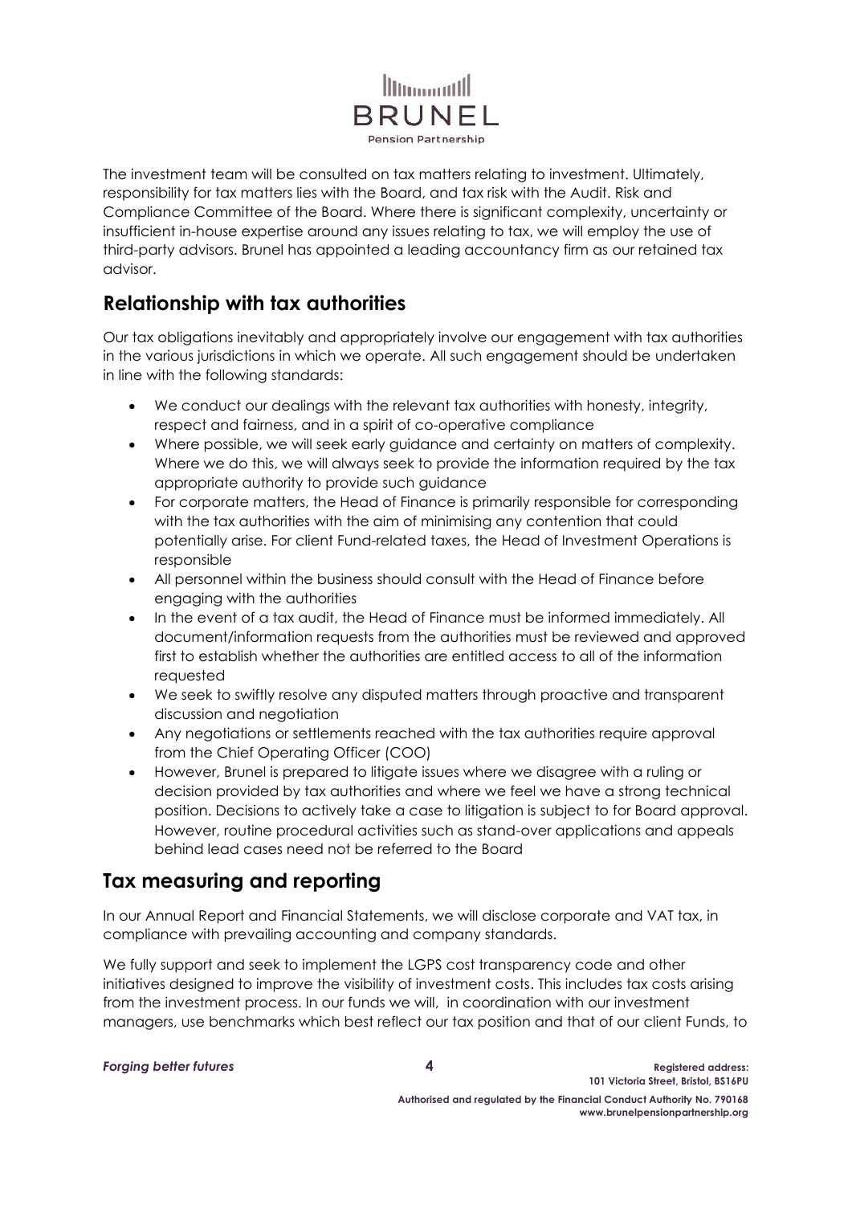The investment team will be consulted on tax matters relating to investment. Ultimately, responsibility for tax matters lies with the Board, and tax risk with the Audit. Risk and Compliance Committee of the Board. Where there is significant complexity, uncertainty or insufficient in-house expertise around any issues relating to tax, we will employ the use of third-party advisors. Brunel has appointed a leading accountancy firm as our retained tax advisor.

## Relationship with tax authorities

Our tax obligations inevitably and appropriately involve our engagement with tax authorities in the various jurisdictions in which we operate. All such engagement should be undertaken in line with the following standards:

- We conduct our dealings with the relevant tax authorities with honesty, integrity, respect and fairness, and in a spirit of co-operative compliance
- Where possible, we will seek early guidance and certainty on matters of complexity. Where we do this, we will always seek to provide the information required by the tax appropriate authority to provide such guidance
- For corporate matters, the Head of Finance is primarily responsible for corresponding with the tax authorities with the aim of minimising any contention that could potentially arise. For client Fund-related taxes, the Head of Investment Operations is responsible
- All personnel within the business should consult with the Head of Finance before engaging with the authorities
- In the event of a tax audit, the Head of Finance must be informed immediately. All document/information requests from the authorities must be reviewed and approved first to establish whether the authorities are entitled access to all of the information requested
- We seek to swiftly resolve any disputed matters through proactive and transparent discussion and negotiation
- Any negotiations or settlements reached with the tax authorities require approval from the Chief Operating Officer (COO)
- However, Brunel is prepared to litigate issues where we disagree with a ruling or decision provided by tax authorities and where we feel we have a strong technical position. Decisions to actively take a case to litigation is subject to for Board approval. However, routine procedural activities such as stand-over applications and appeals behind lead cases need not be referred to the Board

## Tax measuring and reporting

In our Annual Report and Financial Statements, we will disclose corporate and VAT tax, in compliance with prevailing accounting and company standards.

We fully support and seek to implement the LGPS cost transparency code and other initiatives designed to improve the visibility of investment costs. This includes tax costs arising from the investment process. In our funds we will, in coordination with our investment managers, use benchmarks which best reflect our tax position and that of our client Funds, to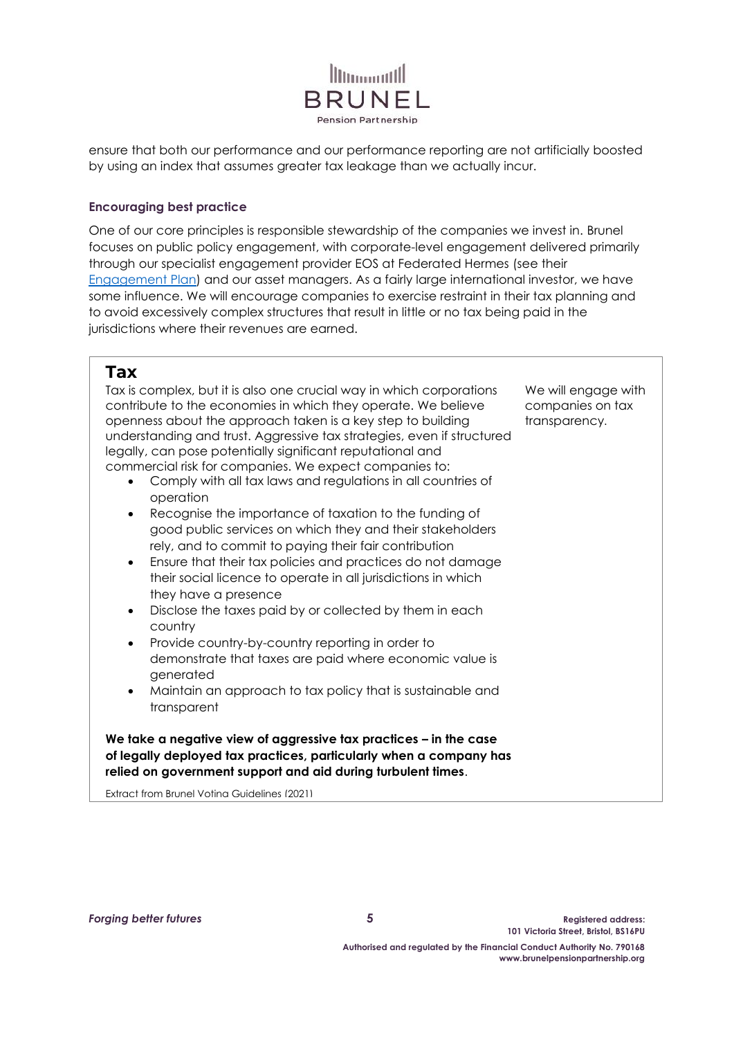ensure that both our performance and our performance reporting are not artificially boosted by using an index that assumes greater tax leakage than we actually incur.

### Encouraging best practice

One of our core principles is responsible stewardship of the companies we invest in. Brunel focuses on public policy engagement, with corporate-level engagement delivered primarily through our specialist engagement provider EOS at Federated Hermes (see their [Engagement Plan](#)) and our asset managers. As a fairly large international investor, we have some influence. We will encourage companies to exercise restraint in their tax planning and to avoid excessively complex structures that result in little or no tax being paid in the jurisdictions where their revenues are earned.

## Tax

Tax is complex, but it is also one crucial way in which corporations contribute to the economies in which they operate. We believe openness about the approach taken is a key step to building understanding and trust. Aggressive tax strategies, even if structured legally, can pose potentially significant reputational and commercial risk for companies. We expect companies to:

- Comply with all tax laws and regulations in all countries of operation
- Recognise the importance of taxation to the funding of good public services on which they and their stakeholders rely, and to commit to paying their fair contribution
- Ensure that their tax policies and practices do not damage their social licence to operate in all jurisdictions in which they have a presence
- Disclose the taxes paid by or collected by them in each country
- Provide country-by-country reporting in order to demonstrate that taxes are paid where economic value is generated
- Maintain an approach to tax policy that is sustainable and transparent

**We take a negative view of aggressive tax practices – in the case of legally deployed tax practices, particularly when a company has relied on government support and aid during turbulent times**.

We will engage with companies on tax transparency.

Extract from Brunel Voting Guidelines (2021)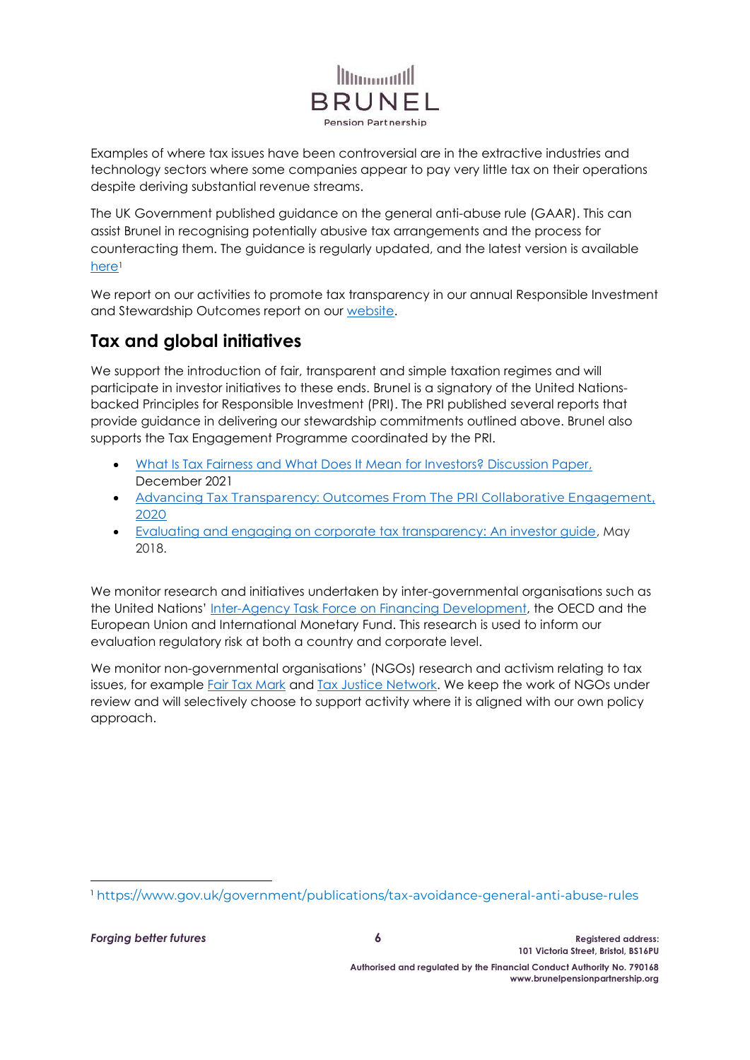Examples of where tax issues have been controversial are in the extractive industries and technology sectors where some companies appear to pay very little tax on their operations despite deriving substantial revenue streams.

The UK Government published guidance on the general anti-abuse rule (GAAR). This can assist Brunel in recognising potentially abusive tax arrangements and the process for counteracting them. The guidance is regularly updated, and the latest version is available here[1]

We report on our activities to promote tax transparency in our annual Responsible Investment and Stewardship Outcomes report on our website.

## Tax and global initiatives

We support the introduction of fair, transparent and simple taxation regimes and will participate in investor initiatives to these ends. Brunel is a signatory of the United Nations-backed Principles for Responsible Investment (PRI). The PRI published several reports that provide guidance in delivering our stewardship commitments outlined above. Brunel also supports the Tax Engagement Programme coordinated by the PRI.

- What Is Tax Fairness and What Does It Mean for Investors? Discussion Paper, December 2021
- Advancing Tax Transparency: Outcomes From The PRI Collaborative Engagement, 2020
- Evaluating and engaging on corporate tax transparency: An investor guide, May 2018.

We monitor research and initiatives undertaken by inter-governmental organisations such as the United Nations' Inter-Agency Task Force on Financing Development, the OECD and the European Union and International Monetary Fund. This research is used to inform our evaluation regulatory risk at both a country and corporate level.

We monitor non-governmental organisations' (NGOs) research and activism relating to tax issues, for example Fair Tax Mark and Tax Justice Network. We keep the work of NGOs under review and will selectively choose to support activity where it is aligned with our own policy approach.

[1] https://www.gov.uk/government/publications/tax-avoidance-general-anti-abuse-rules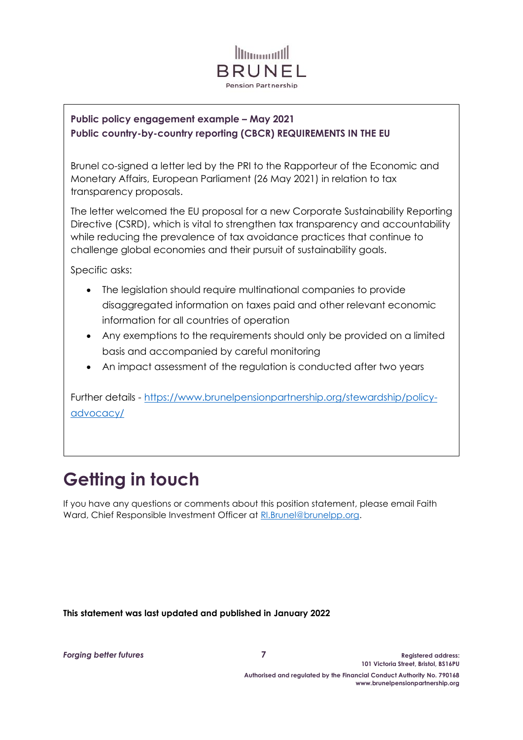**Public policy engagement example – May 2021**
**Public country-by-country reporting (CBCR) REQUIREMENTS IN THE EU**

Brunel co-signed a letter led by the PRI to the Rapporteur of the Economic and Monetary Affairs, European Parliament (26 May 2021) in relation to tax transparency proposals.

The letter welcomed the EU proposal for a new Corporate Sustainability Reporting Directive (CSRD), which is vital to strengthen tax transparency and accountability while reducing the prevalence of tax avoidance practices that continue to challenge global economies and their pursuit of sustainability goals.

Specific asks:

- The legislation should require multinational companies to provide disaggregated information on taxes paid and other relevant economic information for all countries of operation
- Any exemptions to the requirements should only be provided on a limited basis and accompanied by careful monitoring
- An impact assessment of the regulation is conducted after two years

Further details - [https://www.brunelpensionpartnership.org/stewardship/policy-advocacy/](https://www.brunelpensionpartnership.org/stewardship/policy-advocacy/)

# Getting in touch

If you have any questions or comments about this position statement, please email Faith Ward, Chief Responsible Investment Officer at [RI.Brunel@brunelpp.org](mailto:RI.Brunel@brunelpp.org).

**This statement was last updated and published in January 2022**

*Forging better futures*

**Registered address:**
**101 Victoria Street, Bristol, BS16PU**

**Authorised and regulated by the Financial Conduct Authority No. 790168**
**www.brunelpensionpartnership.org**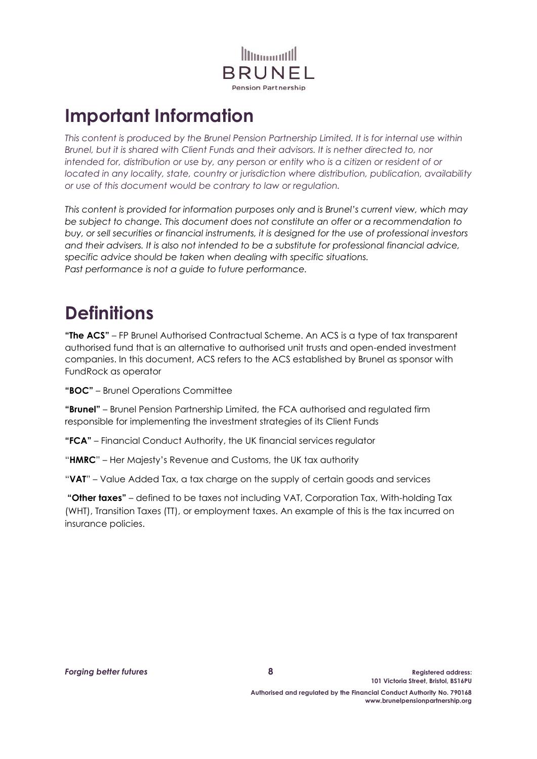# Important Information

*This content is produced by the Brunel Pension Partnership Limited. It is for internal use within Brunel, but it is shared with Client Funds and their advisors. It is nether directed to, nor intended for, distribution or use by, any person or entity who is a citizen or resident of or located in any locality, state, country or jurisdiction where distribution, publication, availability or use of this document would be contrary to law or regulation.*

*This content is provided for information purposes only and is Brunel's current view, which may be subject to change. This document does not constitute an offer or a recommendation to buy, or sell securities or financial instruments, it is designed for the use of professional investors and their advisers. It is also not intended to be a substitute for professional financial advice, specific advice should be taken when dealing with specific situations.*
*Past performance is not a guide to future performance.*

# Definitions

**"The ACS"** – FP Brunel Authorised Contractual Scheme. An ACS is a type of tax transparent authorised fund that is an alternative to authorised unit trusts and open-ended investment companies. In this document, ACS refers to the ACS established by Brunel as sponsor with FundRock as operator

**"BOC"** – Brunel Operations Committee

**"Brunel"** – Brunel Pension Partnership Limited, the FCA authorised and regulated firm responsible for implementing the investment strategies of its Client Funds

**"FCA"** – Financial Conduct Authority, the UK financial services regulator

"**HMRC**" – Her Majesty's Revenue and Customs, the UK tax authority

"**VAT**" – Value Added Tax, a tax charge on the supply of certain goods and services

**"Other taxes"** – defined to be taxes not including VAT, Corporation Tax, With-holding Tax (WHT), Transition Taxes (TT), or employment taxes. An example of this is the tax incurred on insurance policies.